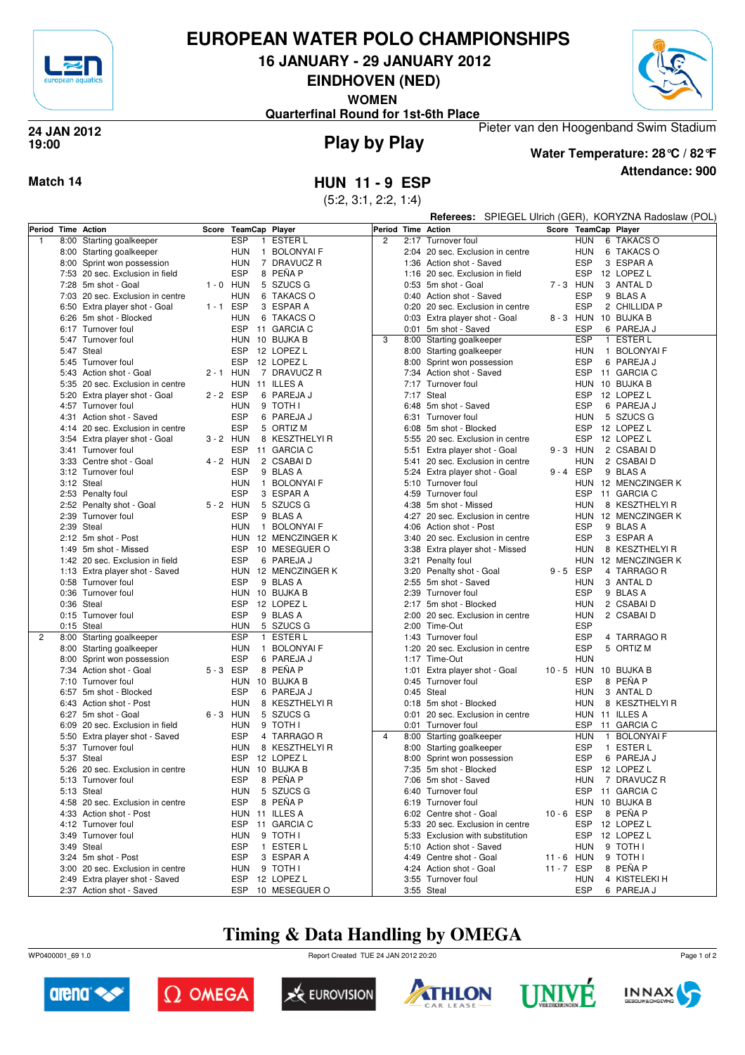# EUROPEAN WATER POLO CHAMPIONSHIPS

## 16 JANUARY - 29 JANUARY 2012

## EINDHOVEN (NED)

**WOMEN**

**Quarterfinal Round for 1st-6th Place**

**24 JAN 2012**
**19:00**

## Play by Play

Pieter van den Hoogenband Swim Stadium

**Water Temperature: 28°C / 82°F**

**Attendance: 900**

**Match 14**

## HUN 11 - 9 ESP

(5:2, 3:1, 2:2, 1:4)

**Referees:** SPIEGEL Ulrich (GER), KORYZNA Radoslaw (POL)

| Period | Time | Action | Score | TeamCap | | Player |
|---|---|---|---|---|---|---|
| 1 | 8:00 | Starting goalkeeper | | ESP | 1 | ESTER L |
| | 8:00 | Starting goalkeeper | | HUN | 1 | BOLONYAI F |
| | 8:00 | Sprint won possession | | HUN | 7 | DRAVUCZ R |
| | 7:53 | 20 sec. Exclusion in field | | ESP | 8 | PEÑA P |
| | 7:28 | 5m shot - Goal | 1 - 0 | HUN | 5 | SZUCS G |
| | 7:03 | 20 sec. Exclusion in centre | | HUN | 6 | TAKACS O |
| | 6:50 | Extra player shot - Goal | 1 - 1 | ESP | 3 | ESPAR A |
| | 6:26 | 5m shot - Blocked | | HUN | 6 | TAKACS O |
| | 6:17 | Turnover foul | | ESP | 11 | GARCIA C |
| | 5:47 | Turnover foul | | HUN | 10 | BUJKA B |
| | 5:47 | Steal | | ESP | 12 | LOPEZ L |
| | 5:45 | Turnover foul | | ESP | 12 | LOPEZ L |
| | 5:43 | Action shot - Goal | 2 - 1 | HUN | 7 | DRAVUCZ R |
| | 5:35 | 20 sec. Exclusion in centre | | HUN | 11 | ILLES A |
| | 5:20 | Extra player shot - Goal | 2 - 2 | ESP | 6 | PAREJA J |
| | 4:57 | Turnover foul | | HUN | 9 | TOTH I |
| | 4:31 | Action shot - Saved | | ESP | 6 | PAREJA J |
| | 4:14 | 20 sec. Exclusion in centre | | ESP | 5 | ORTIZ M |
| | 3:54 | Extra player shot - Goal | 3 - 2 | HUN | 8 | KESZTHELYI R |
| | 3:41 | Turnover foul | | ESP | 11 | GARCIA C |
| | 3:33 | Centre shot - Goal | 4 - 2 | HUN | 2 | CSABAI D |
| | 3:12 | Turnover foul | | ESP | 9 | BLAS A |
| | 3:12 | Steal | | HUN | 1 | BOLONYAI F |
| | 2:53 | Penalty foul | | ESP | 3 | ESPAR A |
| | 2:52 | Penalty shot - Goal | 5 - 2 | HUN | 5 | SZUCS G |
| | 2:39 | Turnover foul | | ESP | 9 | BLAS A |
| | 2:39 | Steal | | HUN | 1 | BOLONYAI F |
| | 2:12 | 5m shot - Post | | HUN | 12 | MENCZINGER K |
| | 1:49 | 5m shot - Missed | | ESP | 10 | MESEGUER O |
| | 1:42 | 20 sec. Exclusion in field | | ESP | 6 | PAREJA J |
| | 1:13 | Extra player shot - Saved | | HUN | 12 | MENCZINGER K |
| | 0:58 | Turnover foul | | ESP | 9 | BLAS A |
| | 0:36 | Turnover foul | | HUN | 10 | BUJKA B |
| | 0:36 | Steal | | ESP | 12 | LOPEZ L |
| | 0:15 | Turnover foul | | ESP | 9 | BLAS A |
| | 0:15 | Steal | | HUN | 5 | SZUCS G |
| 2 | 8:00 | Starting goalkeeper | | ESP | 1 | ESTER L |
| | 8:00 | Starting goalkeeper | | HUN | 1 | BOLONYAI F |
| | 8:00 | Sprint won possession | | ESP | 6 | PAREJA J |
| | 7:34 | Action shot - Goal | 5 - 3 | ESP | 8 | PEÑA P |
| | 7:10 | Turnover foul | | HUN | 10 | BUJKA B |
| | 6:57 | 5m shot - Blocked | | ESP | 6 | PAREJA J |
| | 6:43 | Action shot - Post | | HUN | 8 | KESZTHELYI R |
| | 6:27 | 5m shot - Goal | 6 - 3 | HUN | 5 | SZUCS G |
| | 6:09 | 20 sec. Exclusion in field | | HUN | 9 | TOTH I |
| | 5:50 | Extra player shot - Saved | | ESP | 4 | TARRAGO R |
| | 5:37 | Turnover foul | | HUN | 8 | KESZTHELYI R |
| | 5:37 | Steal | | ESP | 12 | LOPEZ L |
| | 5:26 | 20 sec. Exclusion in centre | | HUN | 10 | BUJKA B |
| | 5:13 | Turnover foul | | ESP | 8 | PEÑA P |
| | 5:13 | Steal | | HUN | 5 | SZUCS G |
| | 4:58 | 20 sec. Exclusion in centre | | ESP | 8 | PEÑA P |
| | 4:33 | Action shot - Post | | HUN | 11 | ILLES A |
| | 4:12 | Turnover foul | | ESP | 11 | GARCIA C |
| | 3:49 | Turnover foul | | HUN | 9 | TOTH I |
| | 3:49 | Steal | | ESP | 1 | ESTER L |
| | 3:24 | 5m shot - Post | | ESP | 3 | ESPAR A |
| | 3:00 | 20 sec. Exclusion in centre | | HUN | 9 | TOTH I |
| | 2:49 | Extra player shot - Saved | | ESP | 12 | LOPEZ L |
| | 2:37 | Action shot - Saved | | ESP | 10 | MESEGUER O |
| 2 | 2:17 | Turnover foul | | HUN | 6 | TAKACS O |
| | 2:04 | 20 sec. Exclusion in centre | | HUN | 6 | TAKACS O |
| | 1:36 | Action shot - Saved | | ESP | 3 | ESPAR A |
| | 1:16 | 20 sec. Exclusion in field | | ESP | 12 | LOPEZ L |
| | 0:53 | 5m shot - Goal | 7 - 3 | HUN | 3 | ANTAL D |
| | 0:40 | Action shot - Saved | | ESP | 9 | BLAS A |
| | 0:20 | 20 sec. Exclusion in centre | | ESP | 2 | CHILLIDA P |
| | 0:03 | Extra player shot - Goal | 8 - 3 | HUN | 10 | BUJKA B |
| | 0:01 | 5m shot - Saved | | ESP | 6 | PAREJA J |
| 3 | 8:00 | Starting goalkeeper | | ESP | 1 | ESTER L |
| | 8:00 | Starting goalkeeper | | HUN | 1 | BOLONYAI F |
| | 8:00 | Sprint won possession | | ESP | 6 | PAREJA J |
| | 7:34 | Action shot - Saved | | ESP | 11 | GARCIA C |
| | 7:17 | Turnover foul | | HUN | 10 | BUJKA B |
| | 7:17 | Steal | | ESP | 12 | LOPEZ L |
| | 6:48 | 5m shot - Saved | | ESP | 6 | PAREJA J |
| | 6:31 | Turnover foul | | HUN | 5 | SZUCS G |
| | 6:08 | 5m shot - Blocked | | ESP | 12 | LOPEZ L |
| | 5:55 | 20 sec. Exclusion in centre | | ESP | 12 | LOPEZ L |
| | 5:51 | Extra player shot - Goal | 9 - 3 | HUN | 2 | CSABAI D |
| | 5:41 | 20 sec. Exclusion in centre | | HUN | 2 | CSABAI D |
| | 5:24 | Extra player shot - Goal | 9 - 4 | ESP | 9 | BLAS A |
| | 5:10 | Turnover foul | | HUN | 12 | MENCZINGER K |
| | 4:59 | Turnover foul | | ESP | 11 | GARCIA C |
| | 4:38 | 5m shot - Missed | | HUN | 8 | KESZTHELYI R |
| | 4:27 | 20 sec. Exclusion in centre | | HUN | 12 | MENCZINGER K |
| | 4:06 | Action shot - Post | | ESP | 9 | BLAS A |
| | 3:40 | 20 sec. Exclusion in centre | | ESP | 3 | ESPAR A |
| | 3:38 | Extra player shot - Missed | | HUN | 8 | KESZTHELYI R |
| | 3:21 | Penalty foul | | HUN | 12 | MENCZINGER K |
| | 3:20 | Penalty shot - Goal | 9 - 5 | ESP | 4 | TARRAGO R |
| | 2:55 | 5m shot - Saved | | HUN | 3 | ANTAL D |
| | 2:39 | Turnover foul | | ESP | 9 | BLAS A |
| | 2:17 | 5m shot - Blocked | | HUN | 2 | CSABAI D |
| | 2:00 | 20 sec. Exclusion in centre | | HUN | 2 | CSABAI D |
| | 2:00 | Time-Out | | ESP | | |
| | 1:43 | Turnover foul | | ESP | 4 | TARRAGO R |
| | 1:20 | 20 sec. Exclusion in centre | | ESP | 5 | ORTIZ M |
| | 1:17 | Time-Out | | HUN | | |
| | 1:01 | Extra player shot - Goal | 10 - 5 | HUN | 10 | BUJKA B |
| | 0:45 | Turnover foul | | ESP | 8 | PEÑA P |
| | 0:45 | Steal | | HUN | 3 | ANTAL D |
| | 0:18 | 5m shot - Blocked | | HUN | 8 | KESZTHELYI R |
| | 0:01 | 20 sec. Exclusion in centre | | HUN | 11 | ILLES A |
| | 0:01 | Turnover foul | | ESP | 11 | GARCIA C |
| 4 | 8:00 | Starting goalkeeper | | HUN | 1 | BOLONYAI F |
| | 8:00 | Starting goalkeeper | | ESP | 1 | ESTER L |
| | 8:00 | Sprint won possession | | ESP | 6 | PAREJA J |
| | 7:35 | 5m shot - Blocked | | ESP | 12 | LOPEZ L |
| | 7:06 | 5m shot - Saved | | HUN | 7 | DRAVUCZ R |
| | 6:40 | Turnover foul | | ESP | 11 | GARCIA C |
| | 6:19 | Turnover foul | | HUN | 10 | BUJKA B |
| | 6:02 | Centre shot - Goal | 10 - 6 | ESP | 8 | PEÑA P |
| | 5:33 | 20 sec. Exclusion in centre | | ESP | 12 | LOPEZ L |
| | 5:33 | Exclusion with substitution | | ESP | 12 | LOPEZ L |
| | 5:10 | Action shot - Saved | | HUN | 9 | TOTH I |
| | 4:49 | Centre shot - Goal | 11 - 6 | HUN | 9 | TOTH I |
| | 4:24 | Action shot - Goal | 11 - 7 | ESP | 8 | PEÑA P |
| | 3:55 | Turnover foul | | HUN | 4 | KISTELEKI H |
| | 3:55 | Steal | | ESP | 6 | PAREJA J |

## Timing & Data Handling by OMEGA

WP0400001_69 1.0 Report Created TUE 24 JAN 2012 20:20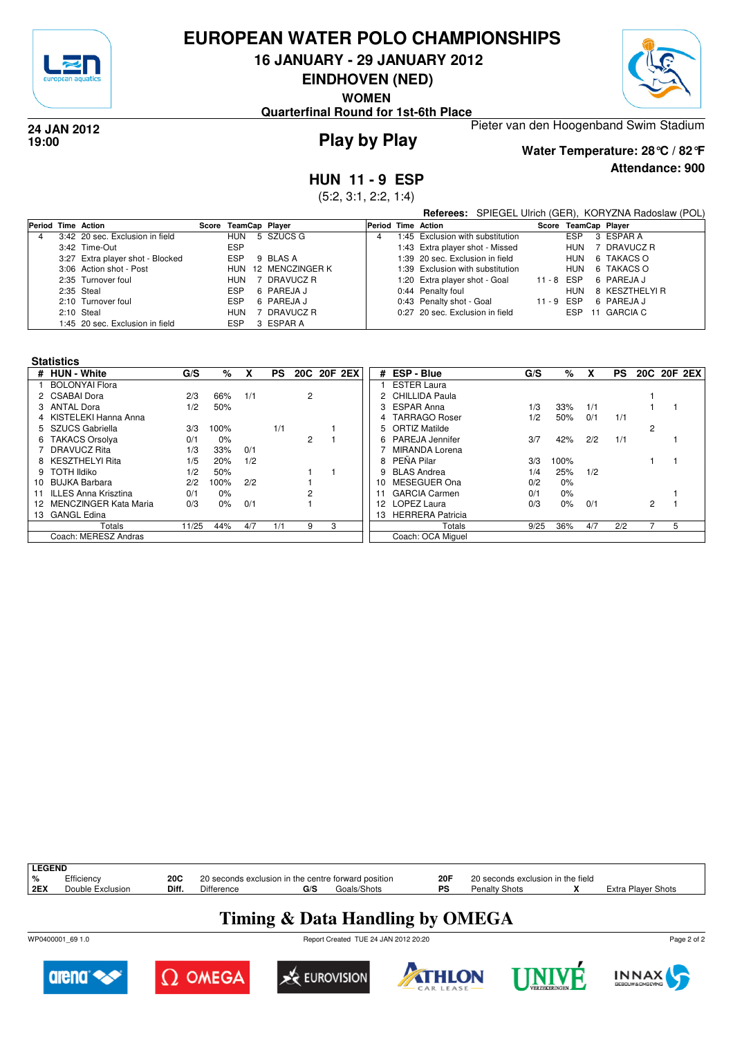# EUROPEAN WATER POLO CHAMPIONSHIPS

## 16 JANUARY - 29 JANUARY 2012

## EINDHOVEN (NED)

**WOMEN**

**Quarterfinal Round for 1st-6th Place**

**24 JAN 2012**
**19:00**

## Play by Play

Pieter van den Hoogenband Swim Stadium

**Water Temperature: 28°C / 82°F**

**Attendance: 900**

## HUN 11 - 9 ESP

(5:2, 3:1, 2:2, 1:4)

**Referees:** SPIEGEL Ulrich (GER), KORYZNA Radoslaw (POL)

| Period | Time | Action | Score | TeamCap | Player |
|---|---|---|---|---|---|
| 4 | 3:42 | 20 sec. Exclusion in field | | HUN | 5 SZUCS G |
| | 3:42 | Time-Out | | ESP | |
| | 3:27 | Extra player shot - Blocked | | ESP | 9 BLAS A |
| | 3:06 | Action shot - Post | | HUN | 12 MENCZINGER K |
| | 2:35 | Turnover foul | | HUN | 7 DRAVUCZ R |
| | 2:35 | Steal | | ESP | 6 PAREJA J |
| | 2:10 | Turnover foul | | ESP | 6 PAREJA J |
| | 2:10 | Steal | | HUN | 7 DRAVUCZ R |
| | 1:45 | 20 sec. Exclusion in field | | ESP | 3 ESPAR A |
| 4 | 1:45 | Exclusion with substitution | | ESP | 3 ESPAR A |
| | 1:43 | Extra player shot - Missed | | HUN | 7 DRAVUCZ R |
| | 1:39 | 20 sec. Exclusion in field | | HUN | 6 TAKACS O |
| | 1:39 | Exclusion with substitution | | HUN | 6 TAKACS O |
| | 1:20 | Extra player shot - Goal | 11 - 8 | ESP | 6 PAREJA J |
| | 0:44 | Penalty foul | | HUN | 8 KESZTHELYI R |
| | 0:43 | Penalty shot - Goal | 11 - 9 | ESP | 6 PAREJA J |
| | 0:27 | 20 sec. Exclusion in field | | ESP | 11 GARCIA C |

### Statistics

| # | HUN - White | G/S | % | X | PS | 20C | 20F | 2EX |
|---|---|---|---|---|---|---|---|---|
| 1 | BOLONYAI Flora | | | | | | | |
| 2 | CSABAI Dora | 2/3 | 66% | 1/1 | | 2 | | |
| 3 | ANTAL Dora | 1/2 | 50% | | | | | |
| 4 | KISTELEKI Hanna Anna | | | | | | | |
| 5 | SZUCS Gabriella | 3/3 | 100% | | 1/1 | | 1 | |
| 6 | TAKACS Orsolya | 0/1 | 0% | | | 2 | 1 | |
| 7 | DRAVUCZ Rita | 1/3 | 33% | 0/1 | | | | |
| 8 | KESZTHELYI Rita | 1/5 | 20% | 1/2 | | | | |
| 9 | TOTH Ildiko | 1/2 | 50% | | | 1 | 1 | |
| 10 | BUJKA Barbara | 2/2 | 100% | 2/2 | | 1 | | |
| 11 | ILLES Anna Krisztina | 0/1 | 0% | | | 2 | | |
| 12 | MENCZINGER Kata Maria | 0/3 | 0% | 0/1 | | 1 | | |
| 13 | GANGL Edina | | | | | | | |
| | Totals | 11/25 | 44% | 4/7 | 1/1 | 9 | 3 | |
| | Coach: MERESZ Andras | | | | | | | |

| # | ESP - Blue | G/S | % | X | PS | 20C | 20F | 2EX |
|---|---|---|---|---|---|---|---|---|
| 1 | ESTER Laura | | | | | | | |
| 2 | CHILLIDA Paula | | | | | 1 | | |
| 3 | ESPAR Anna | 1/3 | 33% | 1/1 | | 1 | 1 | |
| 4 | TARRAGO Roser | 1/2 | 50% | 0/1 | 1/1 | | | |
| 5 | ORTIZ Matilde | | | | | 2 | | |
| 6 | PAREJA Jennifer | 3/7 | 42% | 2/2 | 1/1 | | 1 | |
| 7 | MIRANDA Lorena | | | | | | | |
| 8 | PEÑA Pilar | 3/3 | 100% | | | 1 | 1 | |
| 9 | BLAS Andrea | 1/4 | 25% | 1/2 | | | | |
| 10 | MESEGUER Ona | 0/2 | 0% | | | | | |
| 11 | GARCIA Carmen | 0/1 | 0% | | | | 1 | |
| 12 | LOPEZ Laura | 0/3 | 0% | 0/1 | | 2 | 1 | |
| 13 | HERRERA Patricia | | | | | | | |
| | Totals | 9/25 | 36% | 4/7 | 2/2 | 7 | 5 | |
| | Coach: OCA Miguel | | | | | | | |

**LEGEND**

| | | | | | | | |
|---|---|---|---|---|---|---|---|
| % | Efficiency | 20C | 20 seconds exclusion in the centre forward position | | 20F | 20 seconds exclusion in the field | |
| 2EX | Double Exclusion | Diff. | Difference | G/S Goals/Shots | PS | Penalty Shots | X Extra Player Shots |

## Timing & Data Handling by OMEGA

WP0400001_69 1.0 Report Created TUE 24 JAN 2012 20:20